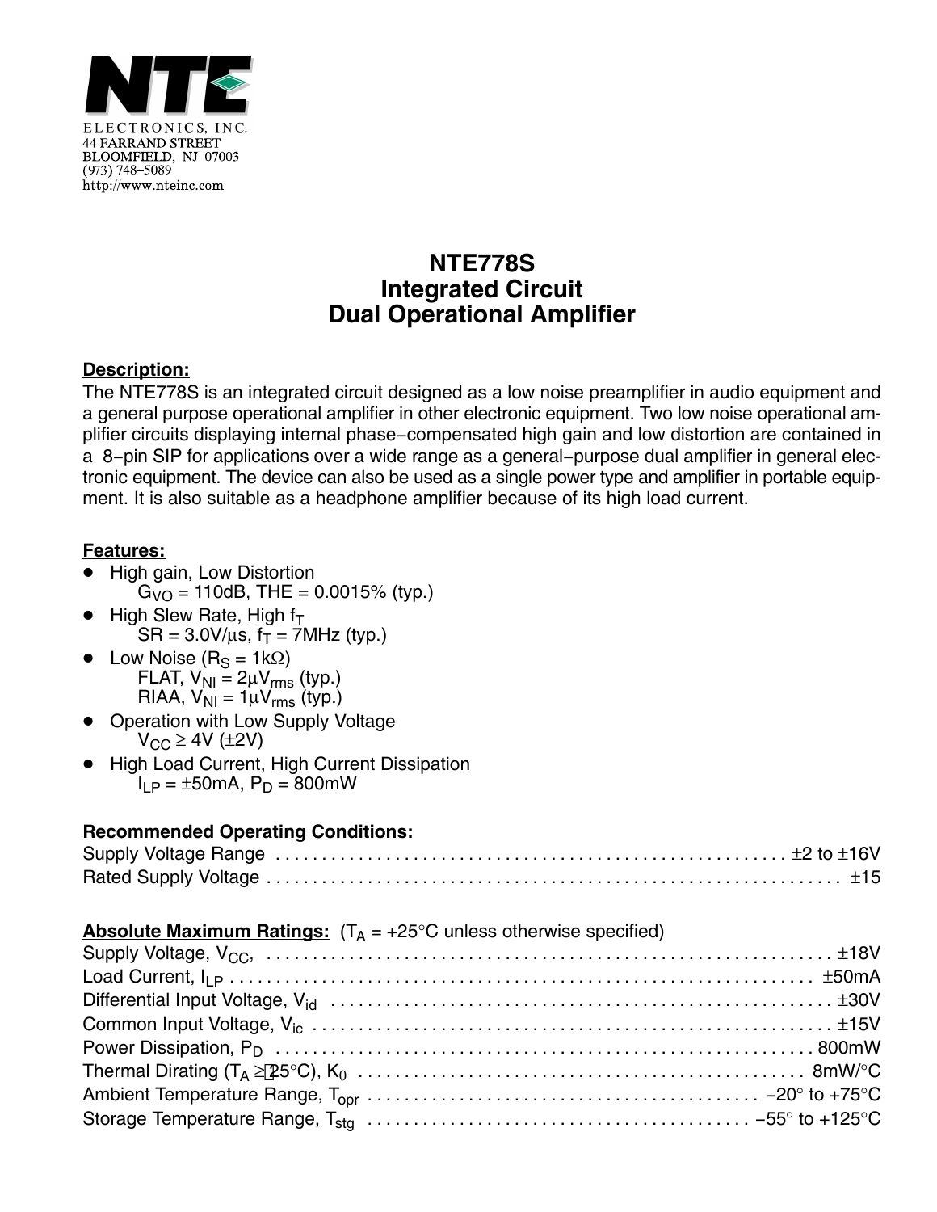NTE ELECTRONICS, INC.
44 FARRAND STREET
BLOOMFIELD, NJ 07003
(973) 748–5089
http://www.nteinc.com

# NTE778S
# Integrated Circuit
# Dual Operational Amplifier

**Description:**

The NTE778S is an integrated circuit designed as a low noise preamplifier in audio equipment and a general purpose operational amplifier in other electronic equipment. Two low noise operational amplifier circuits displaying internal phase–compensated high gain and low distortion are contained in a 8–pin SIP for applications over a wide range as a general–purpose dual amplifier in general electronic equipment. The device can also be used as a single power type and amplifier in portable equipment. It is also suitable as a headphone amplifier because of its high load current.

**Features:**

- High gain, Low Distortion
  $G_{VO}$ = 110dB, THE = 0.0015% (typ.)
- High Slew Rate, High $f_T$
  SR = 3.0V/μs, $f_T$ = 7MHz (typ.)
- Low Noise ($R_S$ = 1kΩ)
  FLAT, $V_{NI}$ = 2μ$V_{rms}$ (typ.)
  RIAA, $V_{NI}$ = 1μ$V_{rms}$ (typ.)
- Operation with Low Supply Voltage
  $V_{CC}$ ≥ 4V (±2V)
- High Load Current, High Current Dissipation
  $I_{LP}$ = ±50mA, $P_D$ = 800mW

**Recommended Operating Conditions:**

Supply Voltage Range . . . . . . . . . . . . . . . . . . . . . . . . . . . . . . . . . . . . . . . . . . . . . . . . . . . . . ±2 to ±16V
Rated Supply Voltage . . . . . . . . . . . . . . . . . . . . . . . . . . . . . . . . . . . . . . . . . . . . . . . . . . . . . . . . . . . ±15

**Absolute Maximum Ratings:** ($T_A$ = +25°C unless otherwise specified)

Supply Voltage, $V_{CC}$, . . . . . . . . . . . . . . . . . . . . . . . . . . . . . . . . . . . . . . . . . . . . . . . . . . . . . . . . . . ±18V
Load Current, $I_{LP}$ . . . . . . . . . . . . . . . . . . . . . . . . . . . . . . . . . . . . . . . . . . . . . . . . . . . . . . . . . . . ±50mA
Differential Input Voltage, $V_{id}$ . . . . . . . . . . . . . . . . . . . . . . . . . . . . . . . . . . . . . . . . . . . . . . . . . . ±30V
Common Input Voltage, $V_{ic}$ . . . . . . . . . . . . . . . . . . . . . . . . . . . . . . . . . . . . . . . . . . . . . . . . . . . . ±15V
Power Dissipation, $P_D$ . . . . . . . . . . . . . . . . . . . . . . . . . . . . . . . . . . . . . . . . . . . . . . . . . . . . . . . . 800mW
Thermal Dirating ($T_A$ ≥ 25°C), $K_θ$ . . . . . . . . . . . . . . . . . . . . . . . . . . . . . . . . . . . . . . . . . . . . . . 8mW/°C
Ambient Temperature Range, $T_{opr}$ . . . . . . . . . . . . . . . . . . . . . . . . . . . . . . . . . . . . . . . . . −20° to +75°C
Storage Temperature Range, $T_{stg}$ . . . . . . . . . . . . . . . . . . . . . . . . . . . . . . . . . . . . . . . . . −55° to +125°C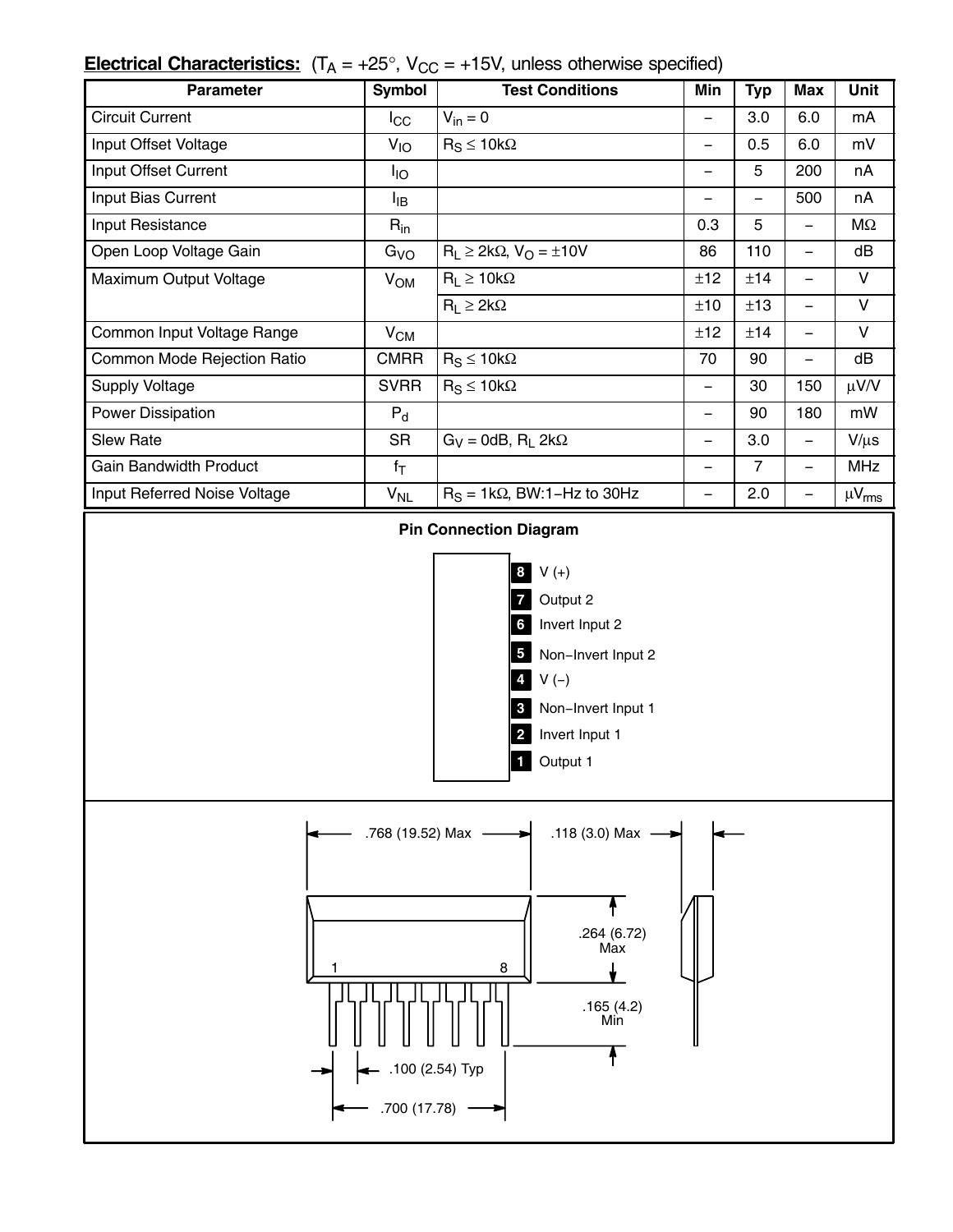**Electrical Characteristics:** ($T_A$ = +25°, $V_{CC}$ = +15V, unless otherwise specified)

| Parameter | Symbol | Test Conditions | Min | Typ | Max | Unit |
|---|---|---|---|---|---|---|
| Circuit Current | $I_{CC}$ | $V_{in}$ = 0 | – | 3.0 | 6.0 | mA |
| Input Offset Voltage | $V_{IO}$ | $R_S \leq 10k\Omega$ | – | 0.5 | 6.0 | mV |
| Input Offset Current | $I_{IO}$ | | – | 5 | 200 | nA |
| Input Bias Current | $I_{IB}$ | | – | – | 500 | nA |
| Input Resistance | $R_{in}$ | | 0.3 | 5 | – | MΩ |
| Open Loop Voltage Gain | $G_{VO}$ | $R_L \geq 2k\Omega$, $V_O = \pm10V$ | 86 | 110 | – | dB |
| Maximum Output Voltage | $V_{OM}$ | $R_L \geq 10k\Omega$ | ±12 | ±14 | – | V |
| | | $R_L \geq 2k\Omega$ | ±10 | ±13 | – | V |
| Common Input Voltage Range | $V_{CM}$ | | ±12 | ±14 | – | V |
| Common Mode Rejection Ratio | CMRR | $R_S \leq 10k\Omega$ | 70 | 90 | – | dB |
| Supply Voltage | SVRR | $R_S \leq 10k\Omega$ | – | 30 | 150 | μV/V |
| Power Dissipation | $P_d$ | | – | 90 | 180 | mW |
| Slew Rate | SR | $G_V$ = 0dB, $R_L$ 2kΩ | – | 3.0 | – | V/μs |
| Gain Bandwidth Product | $f_T$ | | – | 7 | – | MHz |
| Input Referred Noise Voltage | $V_{NL}$ | $R_S$ = 1kΩ, BW:1–Hz to 30Hz | – | 2.0 | – | $\mu V_{rms}$ |

**Pin Connection Diagram**

8 V (+)
7 Output 2
6 Invert Input 2
5 Non–Invert Input 2
4 V (–)
3 Non–Invert Input 1
2 Invert Input 1
1 Output 1

.768 (19.52) Max
.118 (3.0) Max
.264 (6.72) Max
.165 (4.2) Min
1
8
.100 (2.54) Typ
.700 (17.78)